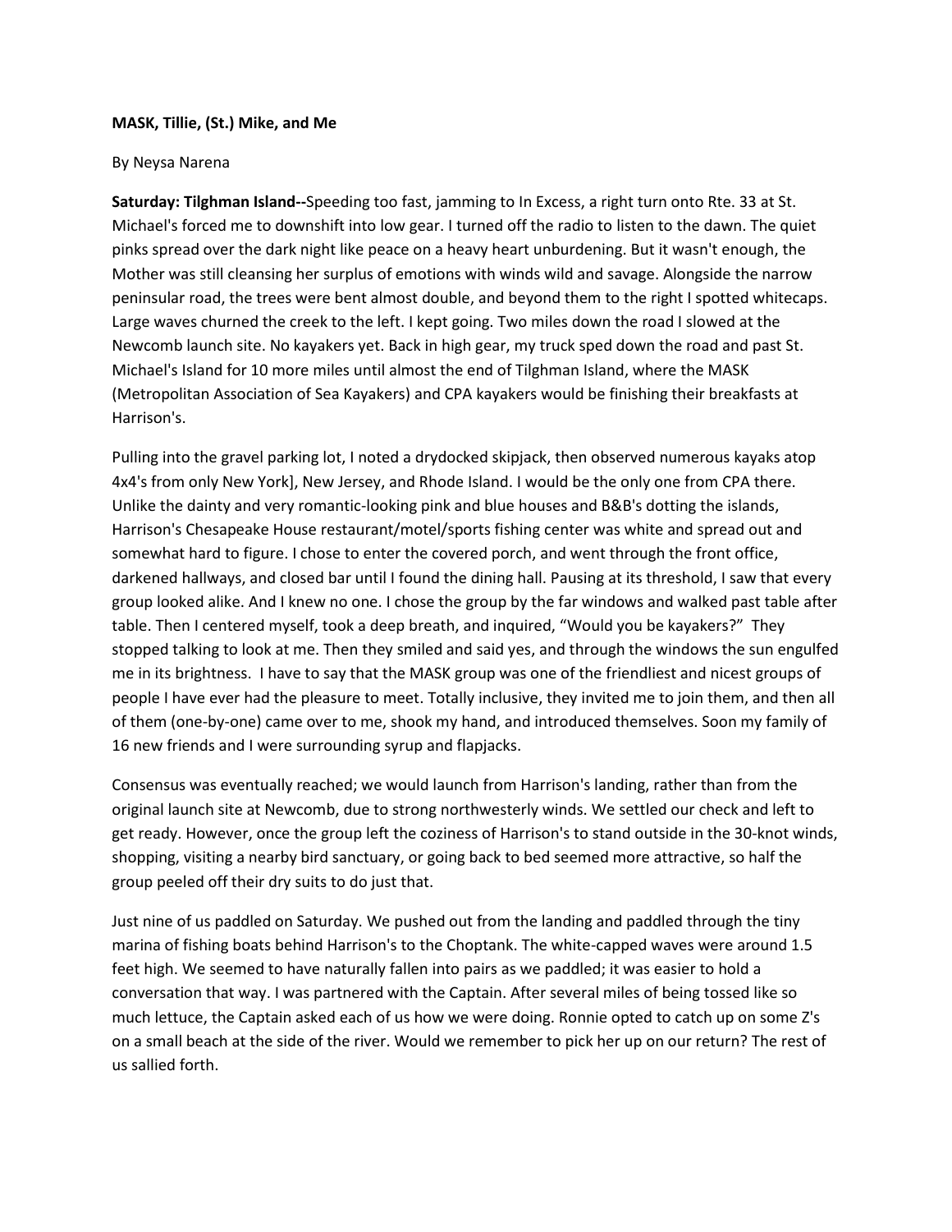**MASK, Tillie, (St.) Mike, and Me**

By Neysa Narena

**Saturday: Tilghman Island--**Speeding too fast, jamming to In Excess, a right turn onto Rte. 33 at St. Michael's forced me to downshift into low gear. I turned off the radio to listen to the dawn. The quiet pinks spread over the dark night like peace on a heavy heart unburdening. But it wasn't enough, the Mother was still cleansing her surplus of emotions with winds wild and savage. Alongside the narrow peninsular road, the trees were bent almost double, and beyond them to the right I spotted whitecaps. Large waves churned the creek to the left. I kept going. Two miles down the road I slowed at the Newcomb launch site. No kayakers yet. Back in high gear, my truck sped down the road and past St. Michael's Island for 10 more miles until almost the end of Tilghman Island, where the MASK (Metropolitan Association of Sea Kayakers) and CPA kayakers would be finishing their breakfasts at Harrison's.

Pulling into the gravel parking lot, I noted a drydocked skipjack, then observed numerous kayaks atop 4x4's from only New York], New Jersey, and Rhode Island. I would be the only one from CPA there. Unlike the dainty and very romantic-looking pink and blue houses and B&B's dotting the islands, Harrison's Chesapeake House restaurant/motel/sports fishing center was white and spread out and somewhat hard to figure. I chose to enter the covered porch, and went through the front office, darkened hallways, and closed bar until I found the dining hall. Pausing at its threshold, I saw that every group looked alike. And I knew no one. I chose the group by the far windows and walked past table after table. Then I centered myself, took a deep breath, and inquired, "Would you be kayakers?" They stopped talking to look at me. Then they smiled and said yes, and through the windows the sun engulfed me in its brightness. I have to say that the MASK group was one of the friendliest and nicest groups of people I have ever had the pleasure to meet. Totally inclusive, they invited me to join them, and then all of them (one-by-one) came over to me, shook my hand, and introduced themselves. Soon my family of 16 new friends and I were surrounding syrup and flapjacks.

Consensus was eventually reached; we would launch from Harrison's landing, rather than from the original launch site at Newcomb, due to strong northwesterly winds. We settled our check and left to get ready. However, once the group left the coziness of Harrison's to stand outside in the 30-knot winds, shopping, visiting a nearby bird sanctuary, or going back to bed seemed more attractive, so half the group peeled off their dry suits to do just that.

Just nine of us paddled on Saturday. We pushed out from the landing and paddled through the tiny marina of fishing boats behind Harrison's to the Choptank. The white-capped waves were around 1.5 feet high. We seemed to have naturally fallen into pairs as we paddled; it was easier to hold a conversation that way. I was partnered with the Captain. After several miles of being tossed like so much lettuce, the Captain asked each of us how we were doing. Ronnie opted to catch up on some Z's on a small beach at the side of the river. Would we remember to pick her up on our return? The rest of us sallied forth.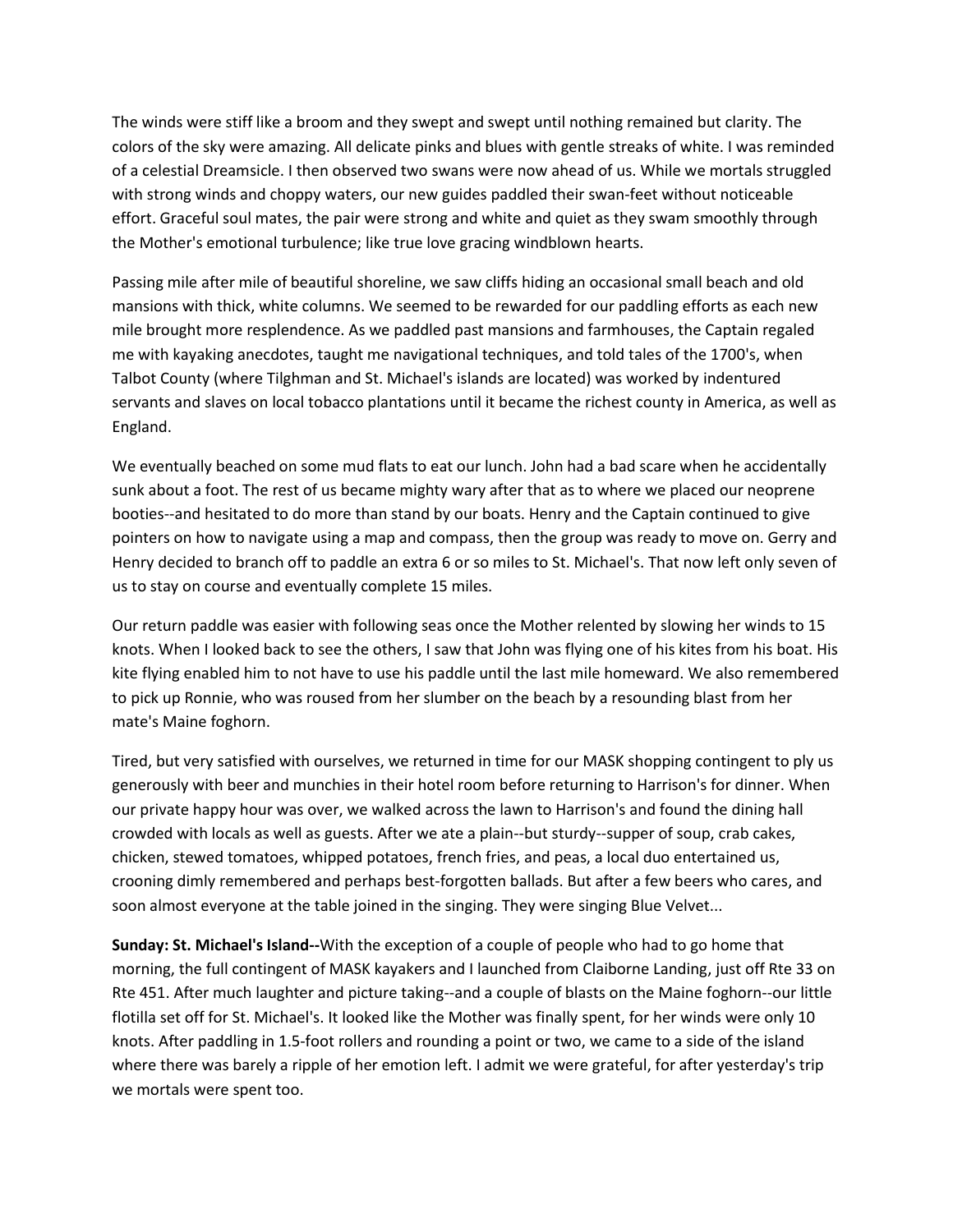The winds were stiff like a broom and they swept and swept until nothing remained but clarity. The colors of the sky were amazing. All delicate pinks and blues with gentle streaks of white. I was reminded of a celestial Dreamsicle. I then observed two swans were now ahead of us. While we mortals struggled with strong winds and choppy waters, our new guides paddled their swan-feet without noticeable effort. Graceful soul mates, the pair were strong and white and quiet as they swam smoothly through the Mother's emotional turbulence; like true love gracing windblown hearts.

Passing mile after mile of beautiful shoreline, we saw cliffs hiding an occasional small beach and old mansions with thick, white columns. We seemed to be rewarded for our paddling efforts as each new mile brought more resplendence. As we paddled past mansions and farmhouses, the Captain regaled me with kayaking anecdotes, taught me navigational techniques, and told tales of the 1700's, when Talbot County (where Tilghman and St. Michael's islands are located) was worked by indentured servants and slaves on local tobacco plantations until it became the richest county in America, as well as England.

We eventually beached on some mud flats to eat our lunch. John had a bad scare when he accidentally sunk about a foot. The rest of us became mighty wary after that as to where we placed our neoprene booties--and hesitated to do more than stand by our boats. Henry and the Captain continued to give pointers on how to navigate using a map and compass, then the group was ready to move on. Gerry and Henry decided to branch off to paddle an extra 6 or so miles to St. Michael's. That now left only seven of us to stay on course and eventually complete 15 miles.

Our return paddle was easier with following seas once the Mother relented by slowing her winds to 15 knots. When I looked back to see the others, I saw that John was flying one of his kites from his boat. His kite flying enabled him to not have to use his paddle until the last mile homeward. We also remembered to pick up Ronnie, who was roused from her slumber on the beach by a resounding blast from her mate's Maine foghorn.

Tired, but very satisfied with ourselves, we returned in time for our MASK shopping contingent to ply us generously with beer and munchies in their hotel room before returning to Harrison's for dinner. When our private happy hour was over, we walked across the lawn to Harrison's and found the dining hall crowded with locals as well as guests. After we ate a plain--but sturdy--supper of soup, crab cakes, chicken, stewed tomatoes, whipped potatoes, french fries, and peas, a local duo entertained us, crooning dimly remembered and perhaps best-forgotten ballads. But after a few beers who cares, and soon almost everyone at the table joined in the singing. They were singing Blue Velvet...

**Sunday: St. Michael's Island--**With the exception of a couple of people who had to go home that morning, the full contingent of MASK kayakers and I launched from Claiborne Landing, just off Rte 33 on Rte 451. After much laughter and picture taking--and a couple of blasts on the Maine foghorn--our little flotilla set off for St. Michael's. It looked like the Mother was finally spent, for her winds were only 10 knots. After paddling in 1.5-foot rollers and rounding a point or two, we came to a side of the island where there was barely a ripple of her emotion left. I admit we were grateful, for after yesterday's trip we mortals were spent too.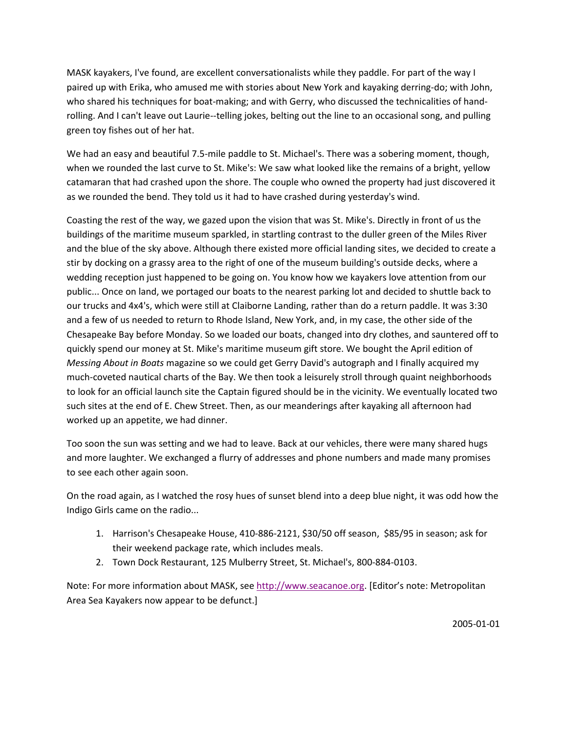MASK kayakers, I've found, are excellent conversationalists while they paddle. For part of the way I paired up with Erika, who amused me with stories about New York and kayaking derring-do; with John, who shared his techniques for boat-making; and with Gerry, who discussed the technicalities of hand-rolling. And I can't leave out Laurie--telling jokes, belting out the line to an occasional song, and pulling green toy fishes out of her hat.

We had an easy and beautiful 7.5-mile paddle to St. Michael's. There was a sobering moment, though, when we rounded the last curve to St. Mike's: We saw what looked like the remains of a bright, yellow catamaran that had crashed upon the shore. The couple who owned the property had just discovered it as we rounded the bend. They told us it had to have crashed during yesterday's wind.

Coasting the rest of the way, we gazed upon the vision that was St. Mike's. Directly in front of us the buildings of the maritime museum sparkled, in startling contrast to the duller green of the Miles River and the blue of the sky above. Although there existed more official landing sites, we decided to create a stir by docking on a grassy area to the right of one of the museum building's outside decks, where a wedding reception just happened to be going on. You know how we kayakers love attention from our public... Once on land, we portaged our boats to the nearest parking lot and decided to shuttle back to our trucks and 4x4's, which were still at Claiborne Landing, rather than do a return paddle. It was 3:30 and a few of us needed to return to Rhode Island, New York, and, in my case, the other side of the Chesapeake Bay before Monday. So we loaded our boats, changed into dry clothes, and sauntered off to quickly spend our money at St. Mike's maritime museum gift store. We bought the April edition of *Messing About in Boats* magazine so we could get Gerry David's autograph and I finally acquired my much-coveted nautical charts of the Bay. We then took a leisurely stroll through quaint neighborhoods to look for an official launch site the Captain figured should be in the vicinity. We eventually located two such sites at the end of E. Chew Street. Then, as our meanderings after kayaking all afternoon had worked up an appetite, we had dinner.

Too soon the sun was setting and we had to leave. Back at our vehicles, there were many shared hugs and more laughter. We exchanged a flurry of addresses and phone numbers and made many promises to see each other again soon.

On the road again, as I watched the rosy hues of sunset blend into a deep blue night, it was odd how the Indigo Girls came on the radio...

1. Harrison's Chesapeake House, 410-886-2121, $30/50 off season, $85/95 in season; ask for their weekend package rate, which includes meals.
2. Town Dock Restaurant, 125 Mulberry Street, St. Michael's, 800-884-0103.

Note: For more information about MASK, see [http://www.seacanoe.org](http://www.seacanoe.org). [Editor's note: Metropolitan Area Sea Kayakers now appear to be defunct.]

2005-01-01